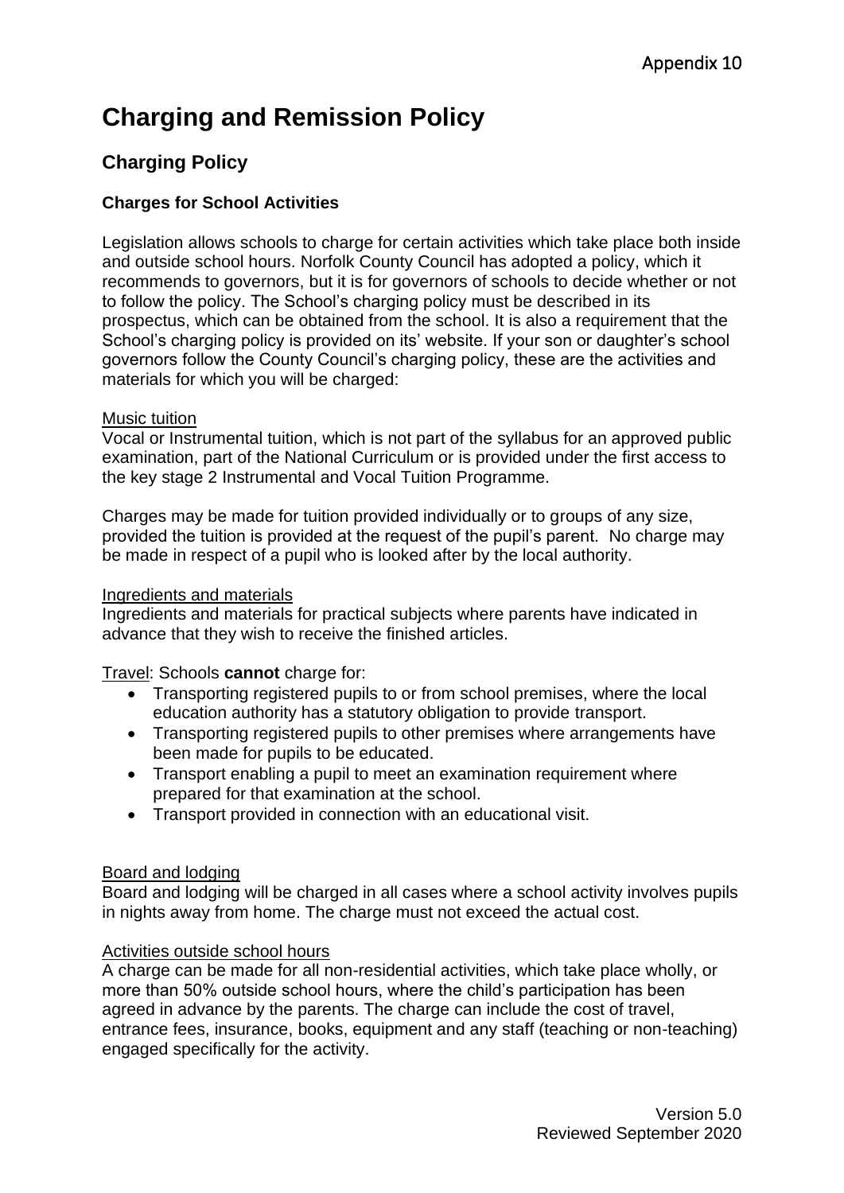Appendix 10

# Charging and Remission Policy

## Charging Policy

### Charges for School Activities

Legislation allows schools to charge for certain activities which take place both inside and outside school hours. Norfolk County Council has adopted a policy, which it recommends to governors, but it is for governors of schools to decide whether or not to follow the policy. The School's charging policy must be described in its prospectus, which can be obtained from the school. It is also a requirement that the School's charging policy is provided on its' website. If your son or daughter's school governors follow the County Council's charging policy, these are the activities and materials for which you will be charged:

Music tuition

Vocal or Instrumental tuition, which is not part of the syllabus for an approved public examination, part of the National Curriculum or is provided under the first access to the key stage 2 Instrumental and Vocal Tuition Programme.

Charges may be made for tuition provided individually or to groups of any size, provided the tuition is provided at the request of the pupil's parent. No charge may be made in respect of a pupil who is looked after by the local authority.

Ingredients and materials

Ingredients and materials for practical subjects where parents have indicated in advance that they wish to receive the finished articles.

Travel: Schools **cannot** charge for:

- Transporting registered pupils to or from school premises, where the local education authority has a statutory obligation to provide transport.
- Transporting registered pupils to other premises where arrangements have been made for pupils to be educated.
- Transport enabling a pupil to meet an examination requirement where prepared for that examination at the school.
- Transport provided in connection with an educational visit.

Board and lodging

Board and lodging will be charged in all cases where a school activity involves pupils in nights away from home. The charge must not exceed the actual cost.

Activities outside school hours

A charge can be made for all non-residential activities, which take place wholly, or more than 50% outside school hours, where the child's participation has been agreed in advance by the parents. The charge can include the cost of travel, entrance fees, insurance, books, equipment and any staff (teaching or non-teaching) engaged specifically for the activity.

Version 5.0
Reviewed September 2020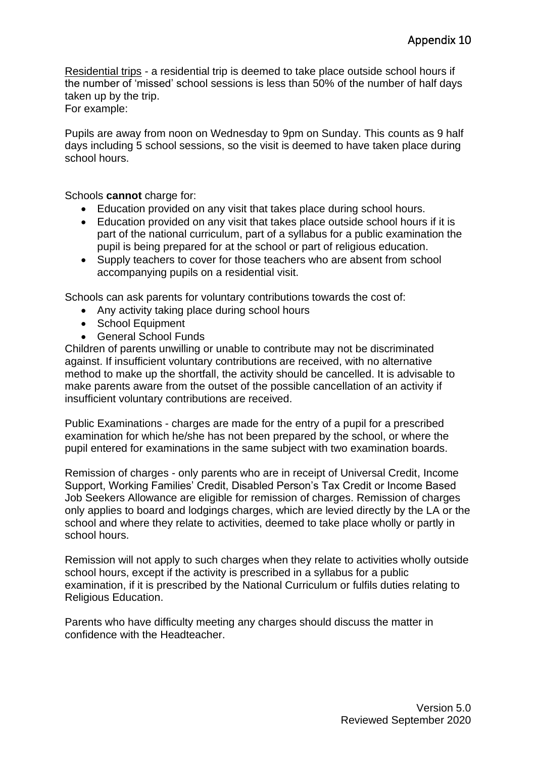Residential trips - a residential trip is deemed to take place outside school hours if the number of 'missed' school sessions is less than 50% of the number of half days taken up by the trip.
For example:

Pupils are away from noon on Wednesday to 9pm on Sunday. This counts as 9 half days including 5 school sessions, so the visit is deemed to have taken place during school hours.

Schools **cannot** charge for:

- Education provided on any visit that takes place during school hours.
- Education provided on any visit that takes place outside school hours if it is part of the national curriculum, part of a syllabus for a public examination the pupil is being prepared for at the school or part of religious education.
- Supply teachers to cover for those teachers who are absent from school accompanying pupils on a residential visit.

Schools can ask parents for voluntary contributions towards the cost of:

- Any activity taking place during school hours
- School Equipment
- General School Funds

Children of parents unwilling or unable to contribute may not be discriminated against. If insufficient voluntary contributions are received, with no alternative method to make up the shortfall, the activity should be cancelled. It is advisable to make parents aware from the outset of the possible cancellation of an activity if insufficient voluntary contributions are received.

Public Examinations - charges are made for the entry of a pupil for a prescribed examination for which he/she has not been prepared by the school, or where the pupil entered for examinations in the same subject with two examination boards.

Remission of charges - only parents who are in receipt of Universal Credit, Income Support, Working Families' Credit, Disabled Person's Tax Credit or Income Based Job Seekers Allowance are eligible for remission of charges. Remission of charges only applies to board and lodgings charges, which are levied directly by the LA or the school and where they relate to activities, deemed to take place wholly or partly in school hours.

Remission will not apply to such charges when they relate to activities wholly outside school hours, except if the activity is prescribed in a syllabus for a public examination, if it is prescribed by the National Curriculum or fulfils duties relating to Religious Education.

Parents who have difficulty meeting any charges should discuss the matter in confidence with the Headteacher.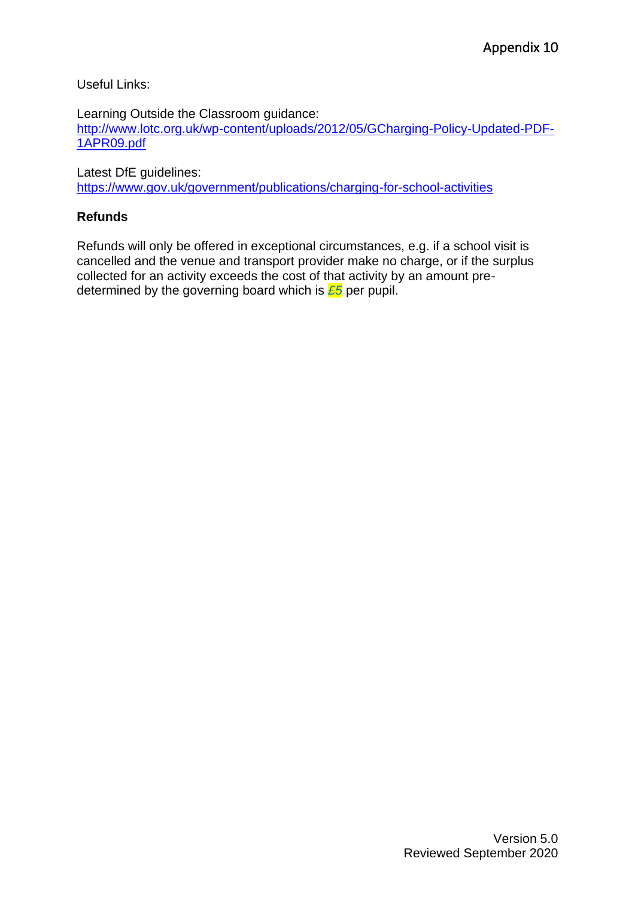Useful Links:

Learning Outside the Classroom guidance:
[http://www.lotc.org.uk/wp-content/uploads/2012/05/GCharging-Policy-Updated-PDF-1APR09.pdf](http://www.lotc.org.uk/wp-content/uploads/2012/05/GCharging-Policy-Updated-PDF-1APR09.pdf)

Latest DfE guidelines:
[https://www.gov.uk/government/publications/charging-for-school-activities](https://www.gov.uk/government/publications/charging-for-school-activities)

**Refunds**

Refunds will only be offered in exceptional circumstances, e.g. if a school visit is cancelled and the venue and transport provider make no charge, or if the surplus collected for an activity exceeds the cost of that activity by an amount pre-determined by the governing board which is *£5* per pupil.